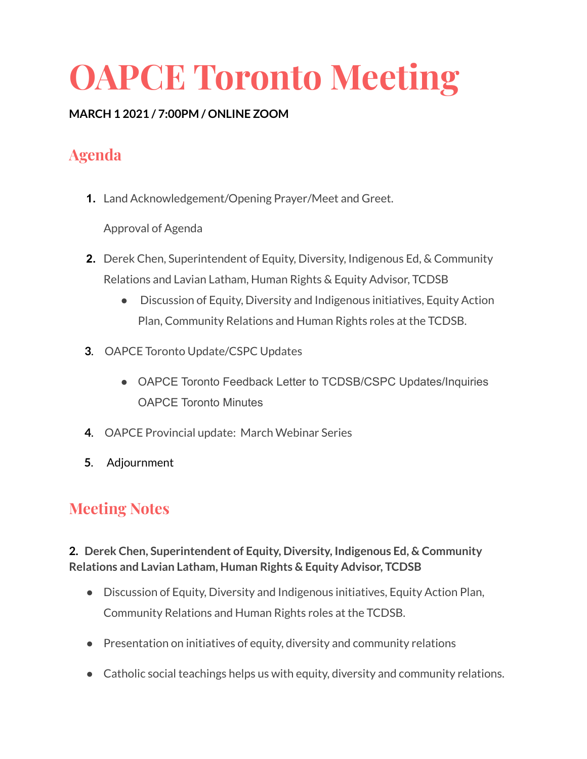# OAPCE Toronto Meeting

**MARCH 1 2021 / 7:00PM / ONLINE ZOOM**

## Agenda

1. Land Acknowledgement/Opening Prayer/Meet and Greet.

   Approval of Agenda

2. Derek Chen, Superintendent of Equity, Diversity, Indigenous Ed, & Community Relations and Lavian Latham, Human Rights & Equity Advisor, TCDSB
   - Discussion of Equity, Diversity and Indigenous initiatives, Equity Action Plan, Community Relations and Human Rights roles at the TCDSB.

3. OAPCE Toronto Update/CSPC Updates
   - OAPCE Toronto Feedback Letter to TCDSB/CSPC Updates/Inquiries OAPCE Toronto Minutes

4. OAPCE Provincial update: March Webinar Series

5. Adjournment

## Meeting Notes

**2. Derek Chen, Superintendent of Equity, Diversity, Indigenous Ed, & Community Relations and Lavian Latham, Human Rights & Equity Advisor, TCDSB**

- Discussion of Equity, Diversity and Indigenous initiatives, Equity Action Plan, Community Relations and Human Rights roles at the TCDSB.
- Presentation on initiatives of equity, diversity and community relations
- Catholic social teachings helps us with equity, diversity and community relations.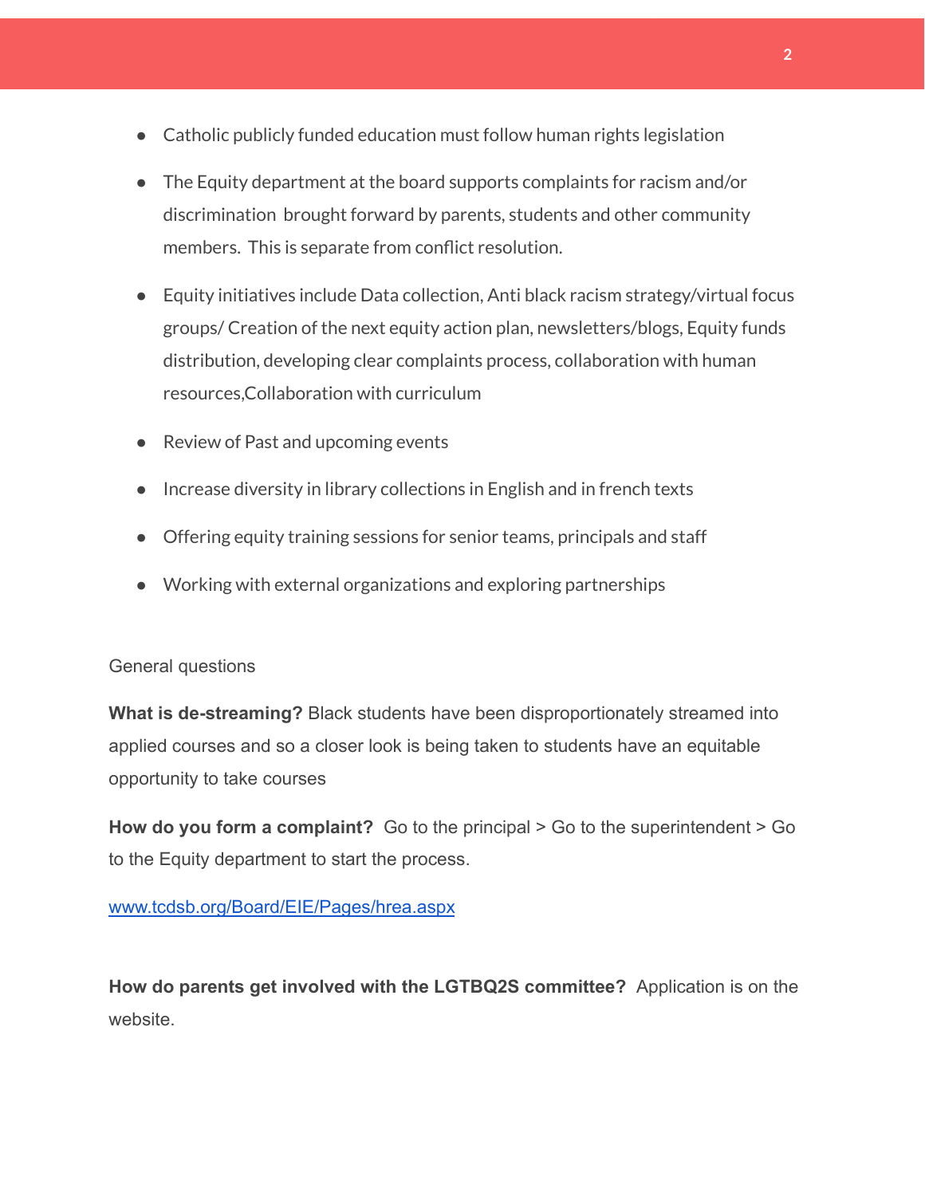- Catholic publicly funded education must follow human rights legislation
- The Equity department at the board supports complaints for racism and/or discrimination brought forward by parents, students and other community members. This is separate from conflict resolution.
- Equity initiatives include Data collection, Anti black racism strategy/virtual focus groups/ Creation of the next equity action plan, newsletters/blogs, Equity funds distribution, developing clear complaints process, collaboration with human resources,Collaboration with curriculum
- Review of Past and upcoming events
- Increase diversity in library collections in English and in french texts
- Offering equity training sessions for senior teams, principals and staff
- Working with external organizations and exploring partnerships

General questions

**What is de-streaming?** Black students have been disproportionately streamed into applied courses and so a closer look is being taken to students have an equitable opportunity to take courses

**How do you form a complaint?** Go to the principal > Go to the superintendent > Go to the Equity department to start the process.

[www.tcdsb.org/Board/EIE/Pages/hrea.aspx](www.tcdsb.org/Board/EIE/Pages/hrea.aspx)

**How do parents get involved with the LGTBQ2S committee?** Application is on the website.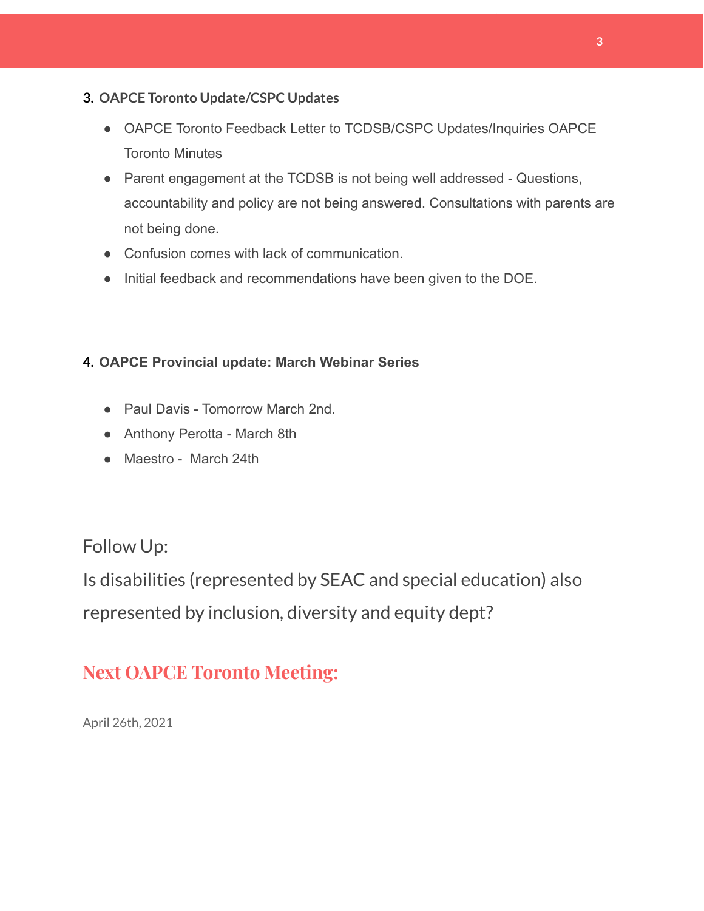3. **OAPCE Toronto Update/CSPC Updates**

- OAPCE Toronto Feedback Letter to TCDSB/CSPC Updates/Inquiries OAPCE Toronto Minutes
- Parent engagement at the TCDSB is not being well addressed - Questions, accountability and policy are not being answered. Consultations with parents are not being done.
- Confusion comes with lack of communication.
- Initial feedback and recommendations have been given to the DOE.

4. **OAPCE Provincial update: March Webinar Series**

- Paul Davis - Tomorrow March 2nd.
- Anthony Perotta - March 8th
- Maestro - March 24th

Follow Up:

Is disabilities (represented by SEAC and special education) also represented by inclusion, diversity and equity dept?

## Next OAPCE Toronto Meeting:

April 26th, 2021